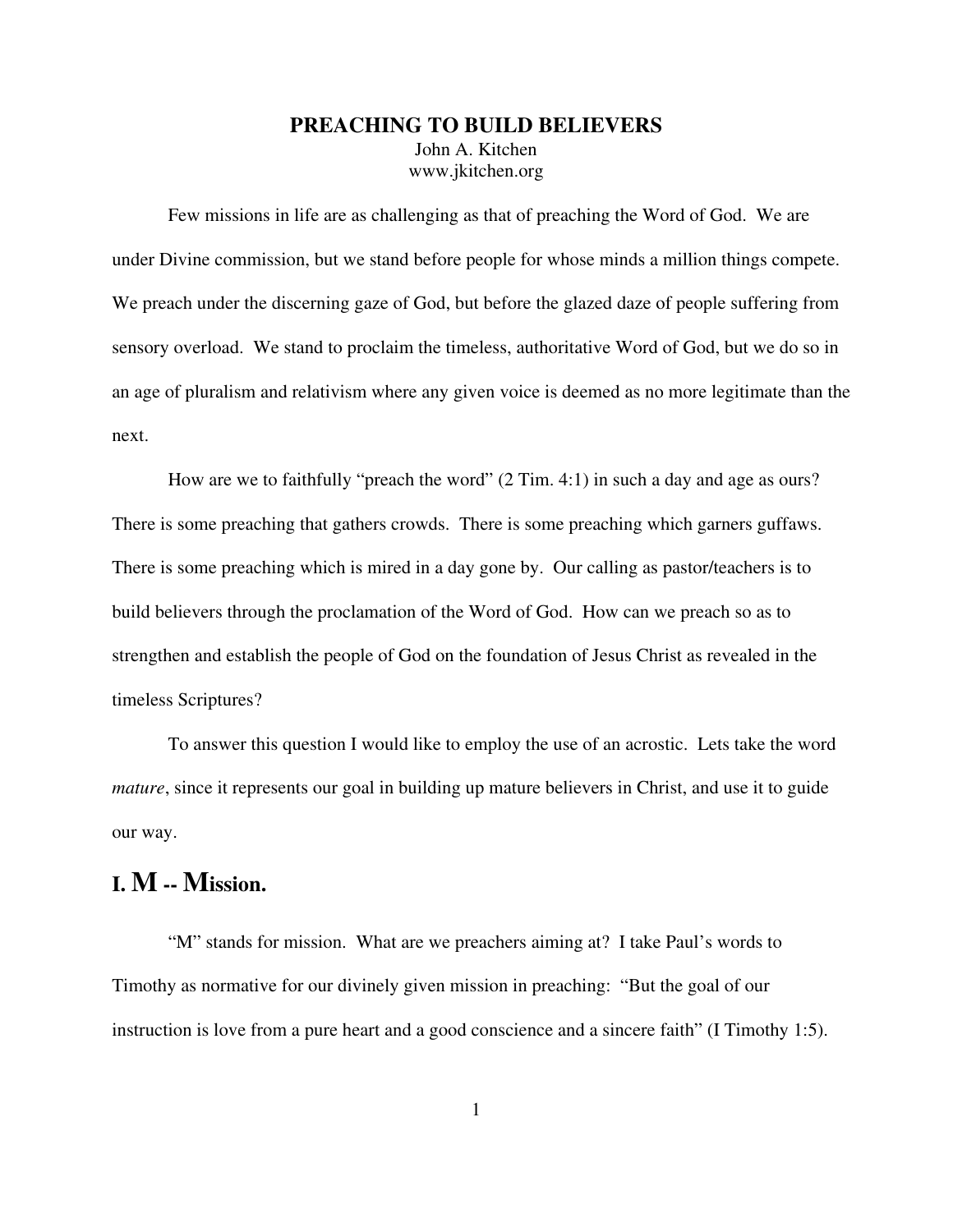# PREACHING TO BUILD BELIEVERS

John A. Kitchen
www.jkitchen.org

Few missions in life are as challenging as that of preaching the Word of God. We are under Divine commission, but we stand before people for whose minds a million things compete. We preach under the discerning gaze of God, but before the glazed daze of people suffering from sensory overload. We stand to proclaim the timeless, authoritative Word of God, but we do so in an age of pluralism and relativism where any given voice is deemed as no more legitimate than the next.

How are we to faithfully "preach the word" (2 Tim. 4:1) in such a day and age as ours? There is some preaching that gathers crowds. There is some preaching which garners guffaws. There is some preaching which is mired in a day gone by. Our calling as pastor/teachers is to build believers through the proclamation of the Word of God. How can we preach so as to strengthen and establish the people of God on the foundation of Jesus Christ as revealed in the timeless Scriptures?

To answer this question I would like to employ the use of an acrostic. Lets take the word *mature*, since it represents our goal in building up mature believers in Christ, and use it to guide our way.

## I. M -- Mission.

"M" stands for mission. What are we preachers aiming at? I take Paul's words to Timothy as normative for our divinely given mission in preaching: "But the goal of our instruction is love from a pure heart and a good conscience and a sincere faith" (I Timothy 1:5).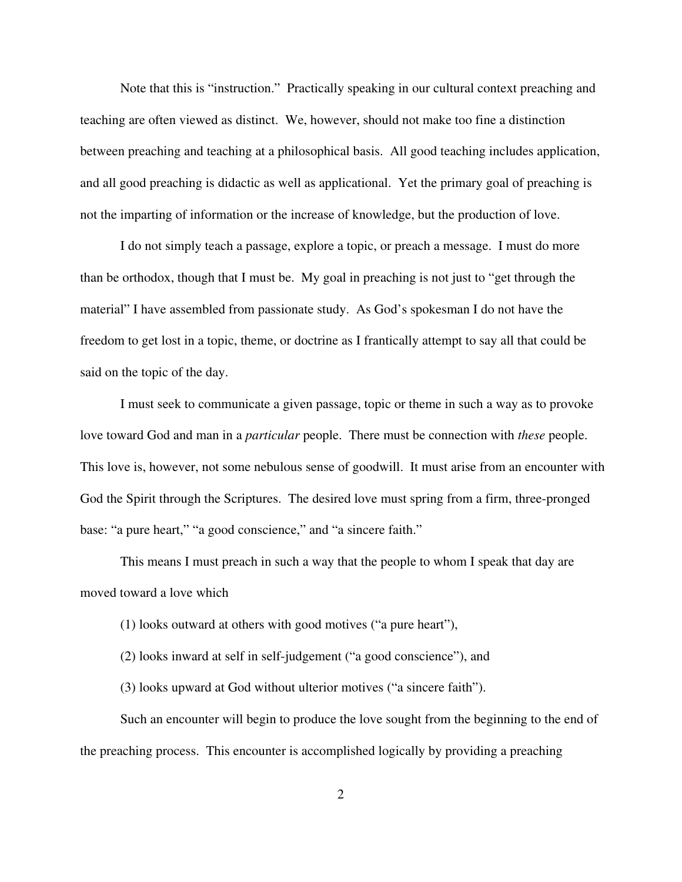Note that this is "instruction." Practically speaking in our cultural context preaching and teaching are often viewed as distinct. We, however, should not make too fine a distinction between preaching and teaching at a philosophical basis. All good teaching includes application, and all good preaching is didactic as well as applicational. Yet the primary goal of preaching is not the imparting of information or the increase of knowledge, but the production of love.

I do not simply teach a passage, explore a topic, or preach a message. I must do more than be orthodox, though that I must be. My goal in preaching is not just to "get through the material" I have assembled from passionate study. As God's spokesman I do not have the freedom to get lost in a topic, theme, or doctrine as I frantically attempt to say all that could be said on the topic of the day.

I must seek to communicate a given passage, topic or theme in such a way as to provoke love toward God and man in a *particular* people. There must be connection with *these* people. This love is, however, not some nebulous sense of goodwill. It must arise from an encounter with God the Spirit through the Scriptures. The desired love must spring from a firm, three-pronged base: "a pure heart," "a good conscience," and "a sincere faith."

This means I must preach in such a way that the people to whom I speak that day are moved toward a love which

(1) looks outward at others with good motives ("a pure heart"),

(2) looks inward at self in self-judgement ("a good conscience"), and

(3) looks upward at God without ulterior motives ("a sincere faith").

Such an encounter will begin to produce the love sought from the beginning to the end of the preaching process. This encounter is accomplished logically by providing a preaching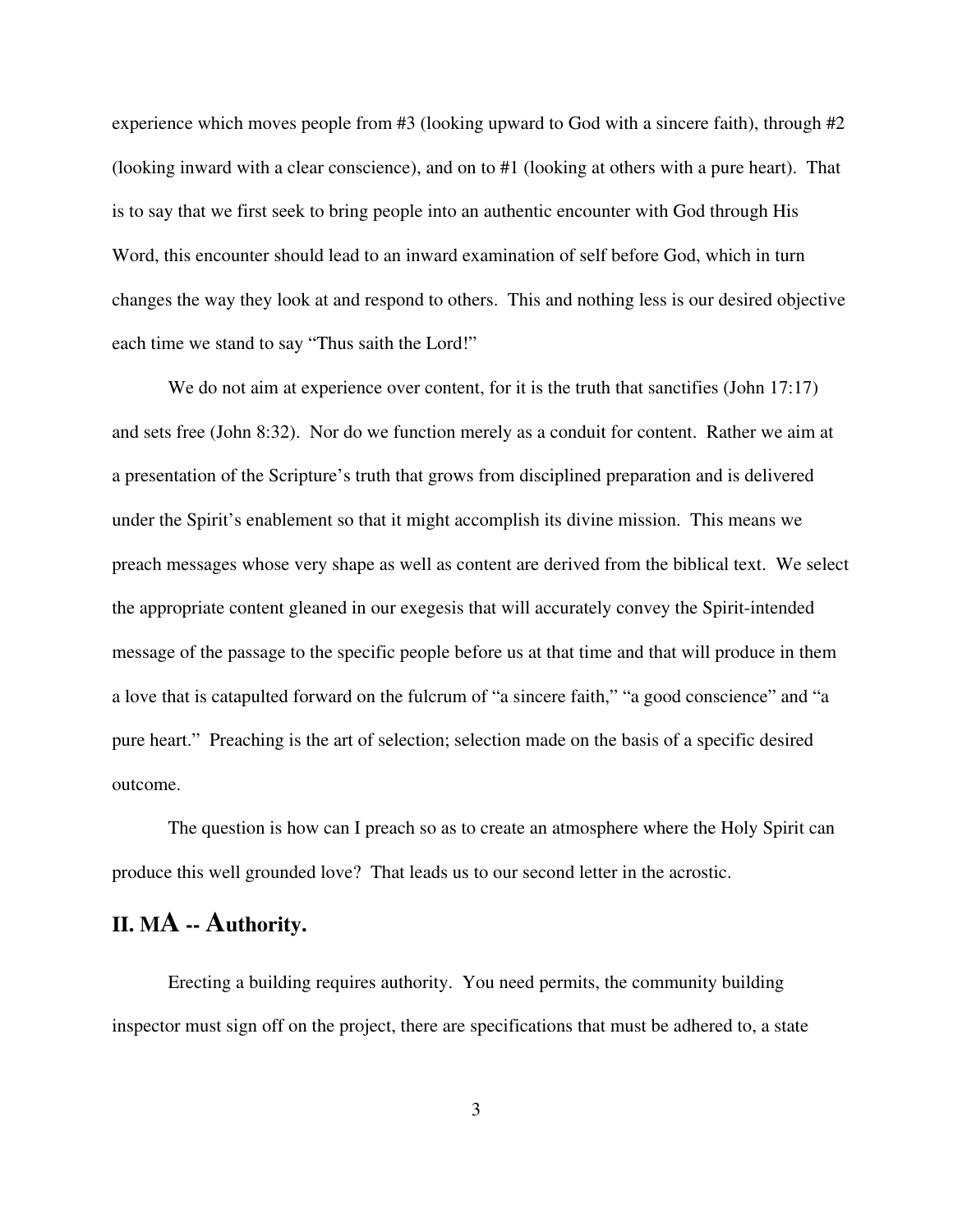experience which moves people from #3 (looking upward to God with a sincere faith), through #2 (looking inward with a clear conscience), and on to #1 (looking at others with a pure heart). That is to say that we first seek to bring people into an authentic encounter with God through His Word, this encounter should lead to an inward examination of self before God, which in turn changes the way they look at and respond to others. This and nothing less is our desired objective each time we stand to say "Thus saith the Lord!"

We do not aim at experience over content, for it is the truth that sanctifies (John 17:17) and sets free (John 8:32). Nor do we function merely as a conduit for content. Rather we aim at a presentation of the Scripture's truth that grows from disciplined preparation and is delivered under the Spirit's enablement so that it might accomplish its divine mission. This means we preach messages whose very shape as well as content are derived from the biblical text. We select the appropriate content gleaned in our exegesis that will accurately convey the Spirit-intended message of the passage to the specific people before us at that time and that will produce in them a love that is catapulted forward on the fulcrum of "a sincere faith," "a good conscience" and "a pure heart." Preaching is the art of selection; selection made on the basis of a specific desired outcome.

The question is how can I preach so as to create an atmosphere where the Holy Spirit can produce this well grounded love? That leads us to our second letter in the acrostic.

## II. MA -- Authority.

Erecting a building requires authority. You need permits, the community building inspector must sign off on the project, there are specifications that must be adhered to, a state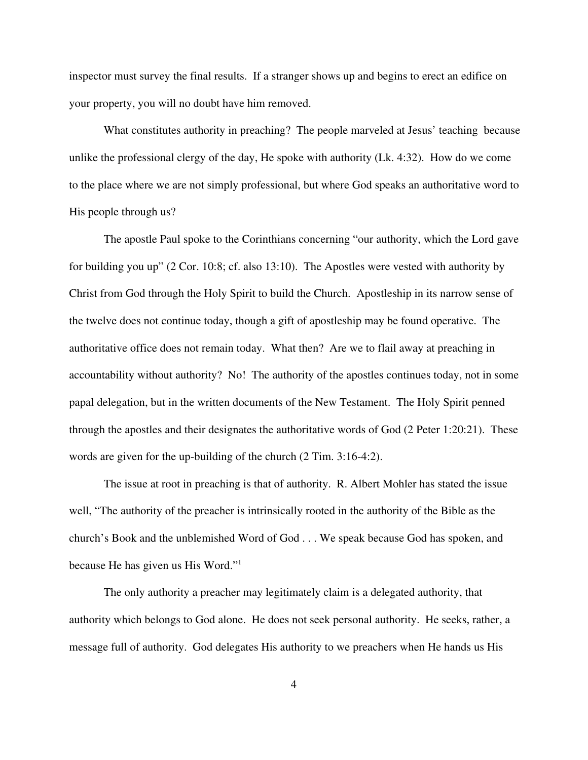inspector must survey the final results. If a stranger shows up and begins to erect an edifice on your property, you will no doubt have him removed.

What constitutes authority in preaching? The people marveled at Jesus' teaching because unlike the professional clergy of the day, He spoke with authority (Lk. 4:32). How do we come to the place where we are not simply professional, but where God speaks an authoritative word to His people through us?

The apostle Paul spoke to the Corinthians concerning "our authority, which the Lord gave for building you up" (2 Cor. 10:8; cf. also 13:10). The Apostles were vested with authority by Christ from God through the Holy Spirit to build the Church. Apostleship in its narrow sense of the twelve does not continue today, though a gift of apostleship may be found operative. The authoritative office does not remain today. What then? Are we to flail away at preaching in accountability without authority? No! The authority of the apostles continues today, not in some papal delegation, but in the written documents of the New Testament. The Holy Spirit penned through the apostles and their designates the authoritative words of God (2 Peter 1:20:21). These words are given for the up-building of the church (2 Tim. 3:16-4:2).

The issue at root in preaching is that of authority. R. Albert Mohler has stated the issue well, "The authority of the preacher is intrinsically rooted in the authority of the Bible as the church's Book and the unblemished Word of God . . . We speak because God has spoken, and because He has given us His Word."[1]

The only authority a preacher may legitimately claim is a delegated authority, that authority which belongs to God alone. He does not seek personal authority. He seeks, rather, a message full of authority. God delegates His authority to we preachers when He hands us His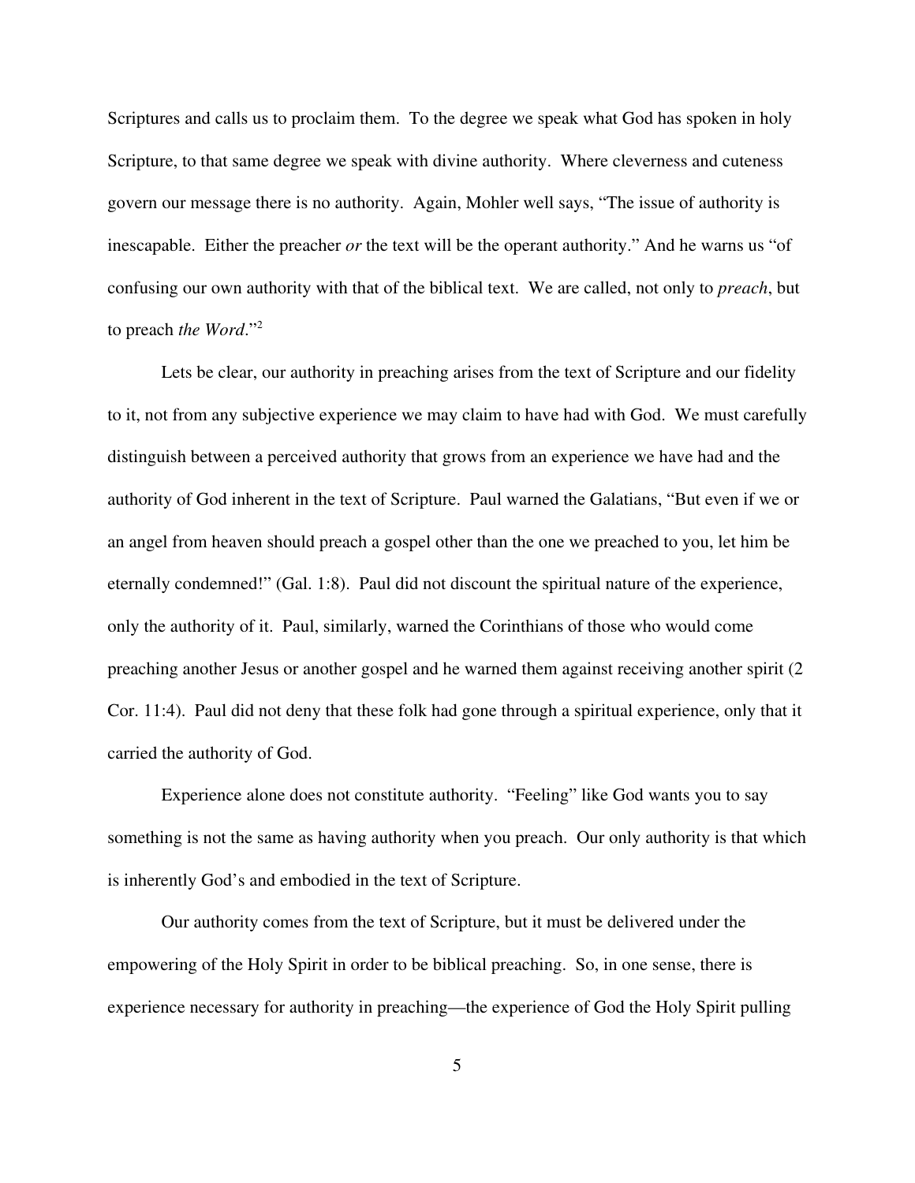Scriptures and calls us to proclaim them. To the degree we speak what God has spoken in holy Scripture, to that same degree we speak with divine authority. Where cleverness and cuteness govern our message there is no authority. Again, Mohler well says, "The issue of authority is inescapable. Either the preacher *or* the text will be the operant authority." And he warns us "of confusing our own authority with that of the biblical text. We are called, not only to *preach*, but to preach *the Word*."[2]

Lets be clear, our authority in preaching arises from the text of Scripture and our fidelity to it, not from any subjective experience we may claim to have had with God. We must carefully distinguish between a perceived authority that grows from an experience we have had and the authority of God inherent in the text of Scripture. Paul warned the Galatians, "But even if we or an angel from heaven should preach a gospel other than the one we preached to you, let him be eternally condemned!" (Gal. 1:8). Paul did not discount the spiritual nature of the experience, only the authority of it. Paul, similarly, warned the Corinthians of those who would come preaching another Jesus or another gospel and he warned them against receiving another spirit (2 Cor. 11:4). Paul did not deny that these folk had gone through a spiritual experience, only that it carried the authority of God.

Experience alone does not constitute authority. "Feeling" like God wants you to say something is not the same as having authority when you preach. Our only authority is that which is inherently God's and embodied in the text of Scripture.

Our authority comes from the text of Scripture, but it must be delivered under the empowering of the Holy Spirit in order to be biblical preaching. So, in one sense, there is experience necessary for authority in preaching—the experience of God the Holy Spirit pulling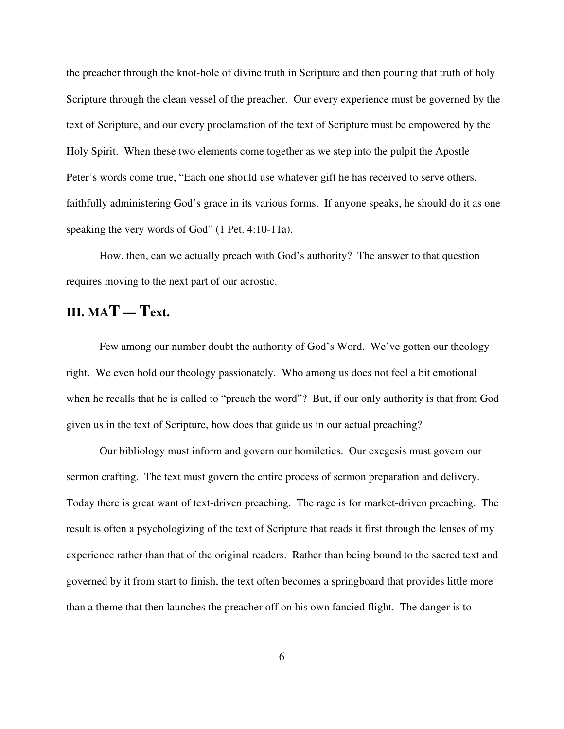the preacher through the knot-hole of divine truth in Scripture and then pouring that truth of holy Scripture through the clean vessel of the preacher. Our every experience must be governed by the text of Scripture, and our every proclamation of the text of Scripture must be empowered by the Holy Spirit. When these two elements come together as we step into the pulpit the Apostle Peter's words come true, "Each one should use whatever gift he has received to serve others, faithfully administering God's grace in its various forms. If anyone speaks, he should do it as one speaking the very words of God" (1 Pet. 4:10-11a).

How, then, can we actually preach with God's authority? The answer to that question requires moving to the next part of our acrostic.

## III. MAT — Text.

Few among our number doubt the authority of God's Word. We've gotten our theology right. We even hold our theology passionately. Who among us does not feel a bit emotional when he recalls that he is called to "preach the word"? But, if our only authority is that from God given us in the text of Scripture, how does that guide us in our actual preaching?

Our bibliology must inform and govern our homiletics. Our exegesis must govern our sermon crafting. The text must govern the entire process of sermon preparation and delivery. Today there is great want of text-driven preaching. The rage is for market-driven preaching. The result is often a psychologizing of the text of Scripture that reads it first through the lenses of my experience rather than that of the original readers. Rather than being bound to the sacred text and governed by it from start to finish, the text often becomes a springboard that provides little more than a theme that then launches the preacher off on his own fancied flight. The danger is to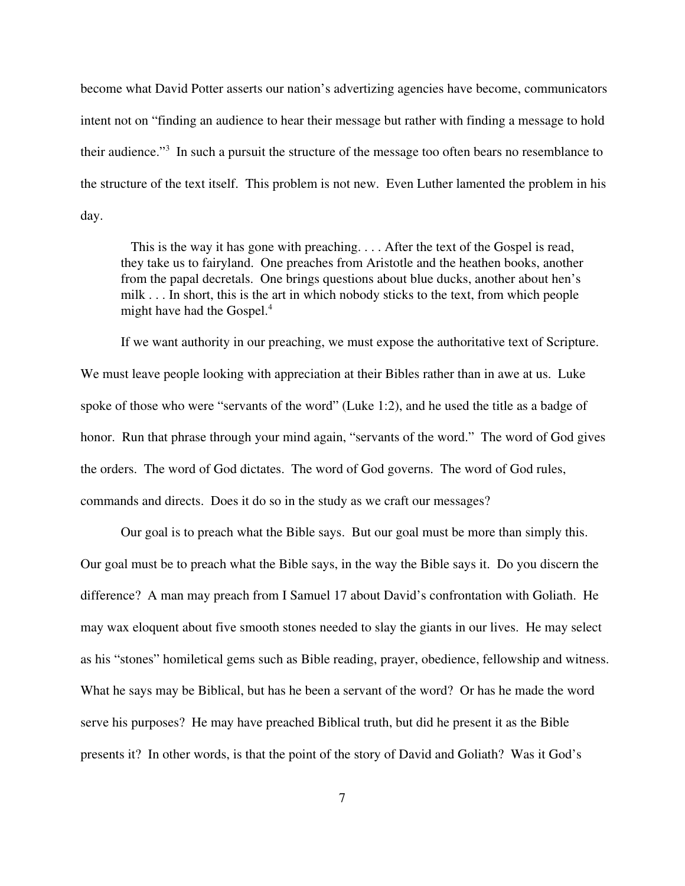become what David Potter asserts our nation's advertizing agencies have become, communicators intent not on "finding an audience to hear their message but rather with finding a message to hold their audience."[3] In such a pursuit the structure of the message too often bears no resemblance to the structure of the text itself. This problem is not new. Even Luther lamented the problem in his day.

> This is the way it has gone with preaching. . . . After the text of the Gospel is read, they take us to fairyland. One preaches from Aristotle and the heathen books, another from the papal decretals. One brings questions about blue ducks, another about hen's milk . . . In short, this is the art in which nobody sticks to the text, from which people might have had the Gospel.[4]

If we want authority in our preaching, we must expose the authoritative text of Scripture. We must leave people looking with appreciation at their Bibles rather than in awe at us. Luke spoke of those who were "servants of the word" (Luke 1:2), and he used the title as a badge of honor. Run that phrase through your mind again, "servants of the word." The word of God gives the orders. The word of God dictates. The word of God governs. The word of God rules, commands and directs. Does it do so in the study as we craft our messages?

Our goal is to preach what the Bible says. But our goal must be more than simply this. Our goal must be to preach what the Bible says, in the way the Bible says it. Do you discern the difference? A man may preach from I Samuel 17 about David's confrontation with Goliath. He may wax eloquent about five smooth stones needed to slay the giants in our lives. He may select as his "stones" homiletical gems such as Bible reading, prayer, obedience, fellowship and witness. What he says may be Biblical, but has he been a servant of the word? Or has he made the word serve his purposes? He may have preached Biblical truth, but did he present it as the Bible presents it? In other words, is that the point of the story of David and Goliath? Was it God's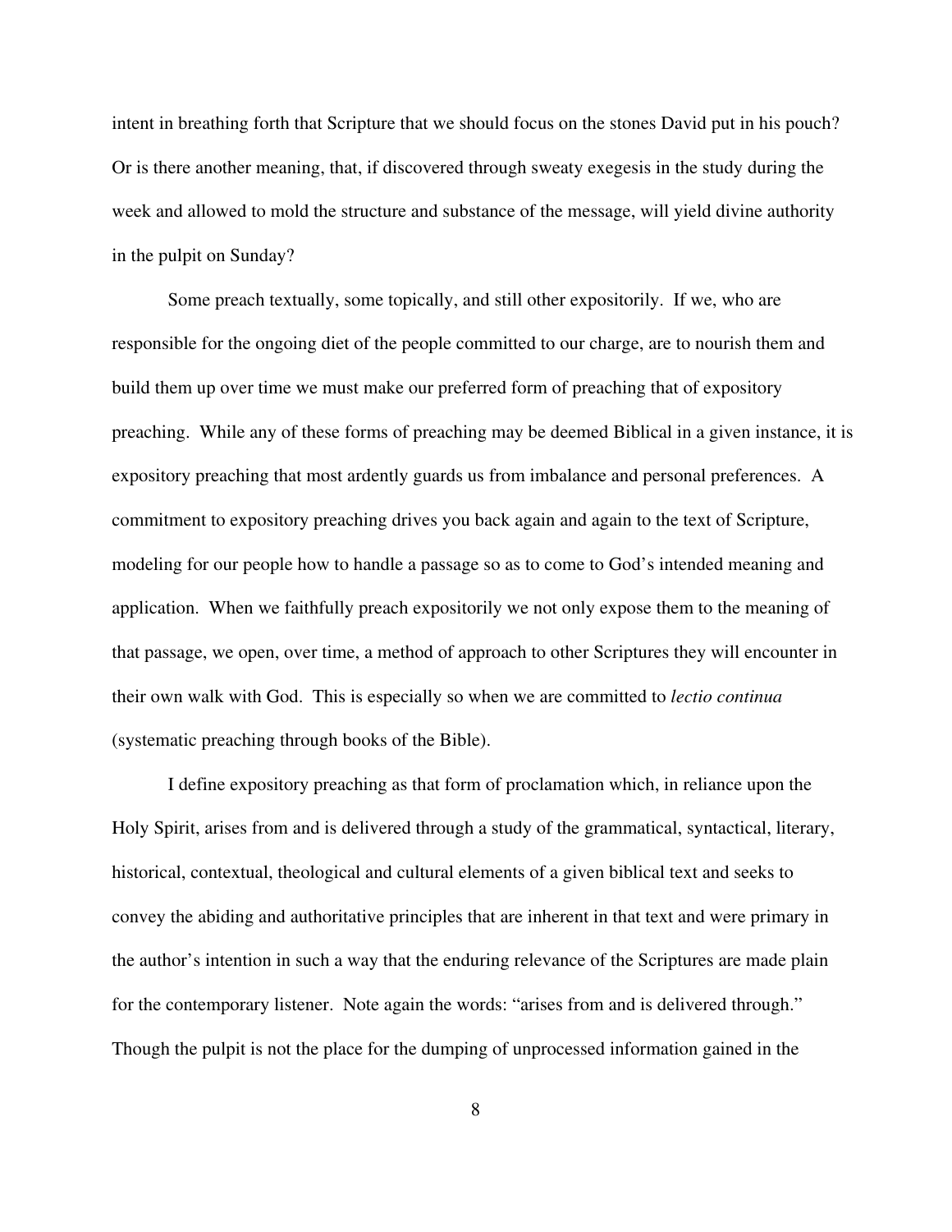intent in breathing forth that Scripture that we should focus on the stones David put in his pouch? Or is there another meaning, that, if discovered through sweaty exegesis in the study during the week and allowed to mold the structure and substance of the message, will yield divine authority in the pulpit on Sunday?

Some preach textually, some topically, and still other expositorily. If we, who are responsible for the ongoing diet of the people committed to our charge, are to nourish them and build them up over time we must make our preferred form of preaching that of expository preaching. While any of these forms of preaching may be deemed Biblical in a given instance, it is expository preaching that most ardently guards us from imbalance and personal preferences. A commitment to expository preaching drives you back again and again to the text of Scripture, modeling for our people how to handle a passage so as to come to God's intended meaning and application. When we faithfully preach expositorily we not only expose them to the meaning of that passage, we open, over time, a method of approach to other Scriptures they will encounter in their own walk with God. This is especially so when we are committed to *lectio continua* (systematic preaching through books of the Bible).

I define expository preaching as that form of proclamation which, in reliance upon the Holy Spirit, arises from and is delivered through a study of the grammatical, syntactical, literary, historical, contextual, theological and cultural elements of a given biblical text and seeks to convey the abiding and authoritative principles that are inherent in that text and were primary in the author's intention in such a way that the enduring relevance of the Scriptures are made plain for the contemporary listener. Note again the words: "arises from and is delivered through." Though the pulpit is not the place for the dumping of unprocessed information gained in the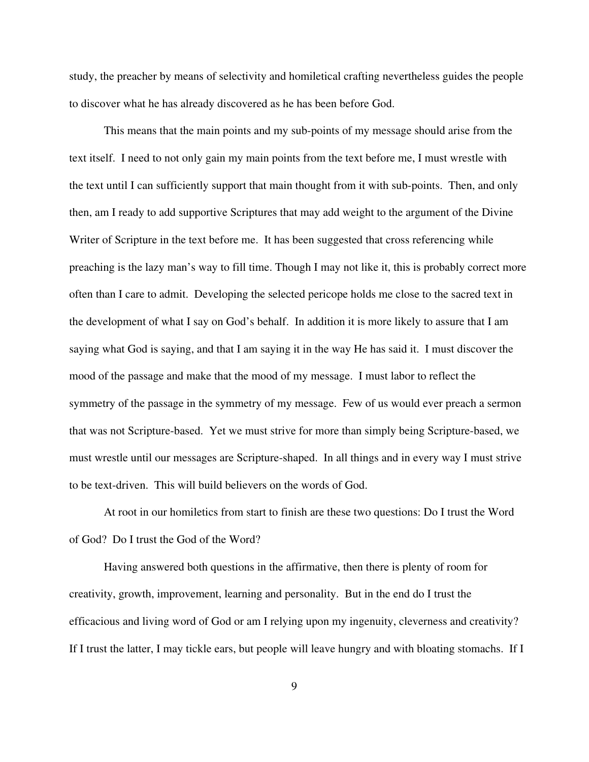study, the preacher by means of selectivity and homiletical crafting nevertheless guides the people to discover what he has already discovered as he has been before God.

This means that the main points and my sub-points of my message should arise from the text itself. I need to not only gain my main points from the text before me, I must wrestle with the text until I can sufficiently support that main thought from it with sub-points. Then, and only then, am I ready to add supportive Scriptures that may add weight to the argument of the Divine Writer of Scripture in the text before me. It has been suggested that cross referencing while preaching is the lazy man's way to fill time. Though I may not like it, this is probably correct more often than I care to admit. Developing the selected pericope holds me close to the sacred text in the development of what I say on God's behalf. In addition it is more likely to assure that I am saying what God is saying, and that I am saying it in the way He has said it. I must discover the mood of the passage and make that the mood of my message. I must labor to reflect the symmetry of the passage in the symmetry of my message. Few of us would ever preach a sermon that was not Scripture-based. Yet we must strive for more than simply being Scripture-based, we must wrestle until our messages are Scripture-shaped. In all things and in every way I must strive to be text-driven. This will build believers on the words of God.

At root in our homiletics from start to finish are these two questions: Do I trust the Word of God? Do I trust the God of the Word?

Having answered both questions in the affirmative, then there is plenty of room for creativity, growth, improvement, learning and personality. But in the end do I trust the efficacious and living word of God or am I relying upon my ingenuity, cleverness and creativity? If I trust the latter, I may tickle ears, but people will leave hungry and with bloating stomachs. If I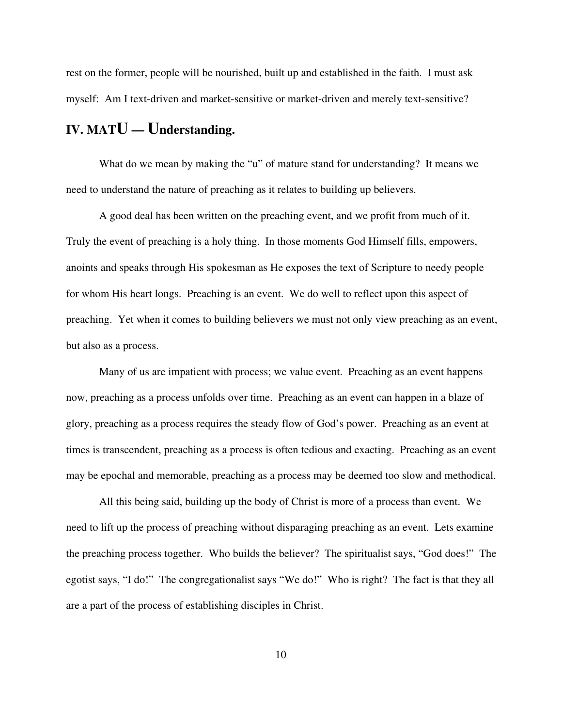rest on the former, people will be nourished, built up and established in the faith. I must ask myself: Am I text-driven and market-sensitive or market-driven and merely text-sensitive?

## IV. MATU — Understanding.

What do we mean by making the "u" of mature stand for understanding? It means we need to understand the nature of preaching as it relates to building up believers.

A good deal has been written on the preaching event, and we profit from much of it. Truly the event of preaching is a holy thing. In those moments God Himself fills, empowers, anoints and speaks through His spokesman as He exposes the text of Scripture to needy people for whom His heart longs. Preaching is an event. We do well to reflect upon this aspect of preaching. Yet when it comes to building believers we must not only view preaching as an event, but also as a process.

Many of us are impatient with process; we value event. Preaching as an event happens now, preaching as a process unfolds over time. Preaching as an event can happen in a blaze of glory, preaching as a process requires the steady flow of God's power. Preaching as an event at times is transcendent, preaching as a process is often tedious and exacting. Preaching as an event may be epochal and memorable, preaching as a process may be deemed too slow and methodical.

All this being said, building up the body of Christ is more of a process than event. We need to lift up the process of preaching without disparaging preaching as an event. Lets examine the preaching process together. Who builds the believer? The spiritualist says, "God does!" The egotist says, "I do!" The congregationalist says "We do!" Who is right? The fact is that they all are a part of the process of establishing disciples in Christ.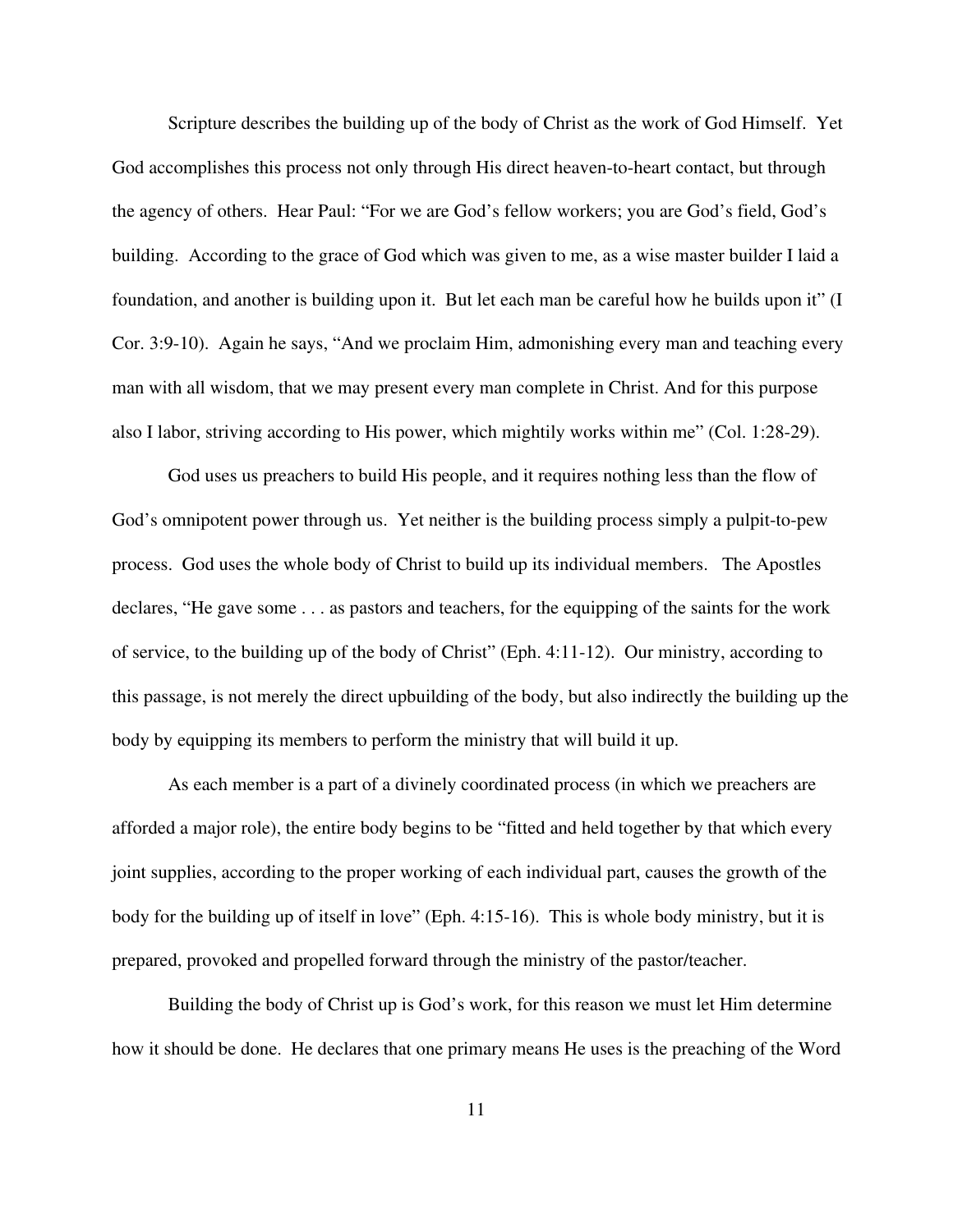Scripture describes the building up of the body of Christ as the work of God Himself. Yet God accomplishes this process not only through His direct heaven-to-heart contact, but through the agency of others. Hear Paul: "For we are God's fellow workers; you are God's field, God's building. According to the grace of God which was given to me, as a wise master builder I laid a foundation, and another is building upon it. But let each man be careful how he builds upon it" (I Cor. 3:9-10). Again he says, "And we proclaim Him, admonishing every man and teaching every man with all wisdom, that we may present every man complete in Christ. And for this purpose also I labor, striving according to His power, which mightily works within me" (Col. 1:28-29).

God uses us preachers to build His people, and it requires nothing less than the flow of God's omnipotent power through us. Yet neither is the building process simply a pulpit-to-pew process. God uses the whole body of Christ to build up its individual members. The Apostles declares, "He gave some . . . as pastors and teachers, for the equipping of the saints for the work of service, to the building up of the body of Christ" (Eph. 4:11-12). Our ministry, according to this passage, is not merely the direct upbuilding of the body, but also indirectly the building up the body by equipping its members to perform the ministry that will build it up.

As each member is a part of a divinely coordinated process (in which we preachers are afforded a major role), the entire body begins to be "fitted and held together by that which every joint supplies, according to the proper working of each individual part, causes the growth of the body for the building up of itself in love" (Eph. 4:15-16). This is whole body ministry, but it is prepared, provoked and propelled forward through the ministry of the pastor/teacher.

Building the body of Christ up is God's work, for this reason we must let Him determine how it should be done. He declares that one primary means He uses is the preaching of the Word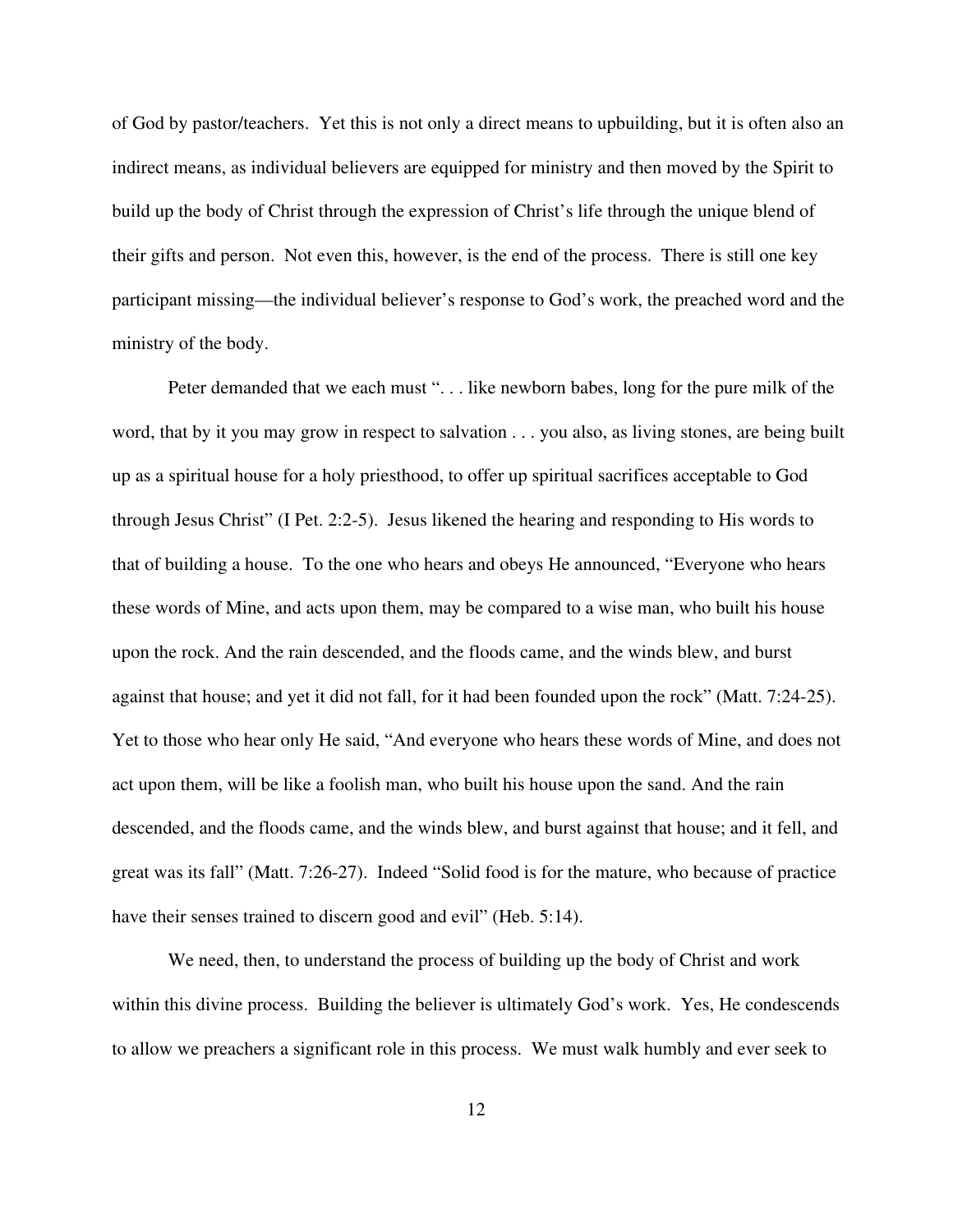of God by pastor/teachers. Yet this is not only a direct means to upbuilding, but it is often also an indirect means, as individual believers are equipped for ministry and then moved by the Spirit to build up the body of Christ through the expression of Christ's life through the unique blend of their gifts and person. Not even this, however, is the end of the process. There is still one key participant missing—the individual believer's response to God's work, the preached word and the ministry of the body.

Peter demanded that we each must ". . . like newborn babes, long for the pure milk of the word, that by it you may grow in respect to salvation . . . you also, as living stones, are being built up as a spiritual house for a holy priesthood, to offer up spiritual sacrifices acceptable to God through Jesus Christ" (I Pet. 2:2-5). Jesus likened the hearing and responding to His words to that of building a house. To the one who hears and obeys He announced, "Everyone who hears these words of Mine, and acts upon them, may be compared to a wise man, who built his house upon the rock. And the rain descended, and the floods came, and the winds blew, and burst against that house; and yet it did not fall, for it had been founded upon the rock" (Matt. 7:24-25). Yet to those who hear only He said, "And everyone who hears these words of Mine, and does not act upon them, will be like a foolish man, who built his house upon the sand. And the rain descended, and the floods came, and the winds blew, and burst against that house; and it fell, and great was its fall" (Matt. 7:26-27). Indeed "Solid food is for the mature, who because of practice have their senses trained to discern good and evil" (Heb. 5:14).

We need, then, to understand the process of building up the body of Christ and work within this divine process. Building the believer is ultimately God's work. Yes, He condescends to allow we preachers a significant role in this process. We must walk humbly and ever seek to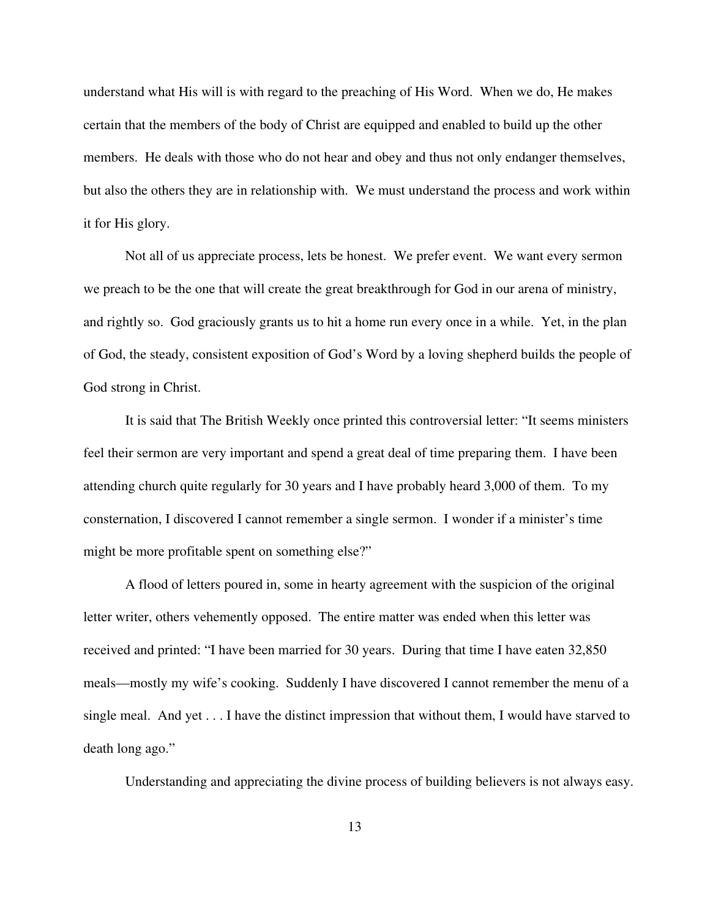understand what His will is with regard to the preaching of His Word. When we do, He makes certain that the members of the body of Christ are equipped and enabled to build up the other members. He deals with those who do not hear and obey and thus not only endanger themselves, but also the others they are in relationship with. We must understand the process and work within it for His glory.

Not all of us appreciate process, lets be honest. We prefer event. We want every sermon we preach to be the one that will create the great breakthrough for God in our arena of ministry, and rightly so. God graciously grants us to hit a home run every once in a while. Yet, in the plan of God, the steady, consistent exposition of God's Word by a loving shepherd builds the people of God strong in Christ.

It is said that The British Weekly once printed this controversial letter: "It seems ministers feel their sermon are very important and spend a great deal of time preparing them. I have been attending church quite regularly for 30 years and I have probably heard 3,000 of them. To my consternation, I discovered I cannot remember a single sermon. I wonder if a minister's time might be more profitable spent on something else?"

A flood of letters poured in, some in hearty agreement with the suspicion of the original letter writer, others vehemently opposed. The entire matter was ended when this letter was received and printed: "I have been married for 30 years. During that time I have eaten 32,850 meals—mostly my wife's cooking. Suddenly I have discovered I cannot remember the menu of a single meal. And yet . . . I have the distinct impression that without them, I would have starved to death long ago."

Understanding and appreciating the divine process of building believers is not always easy.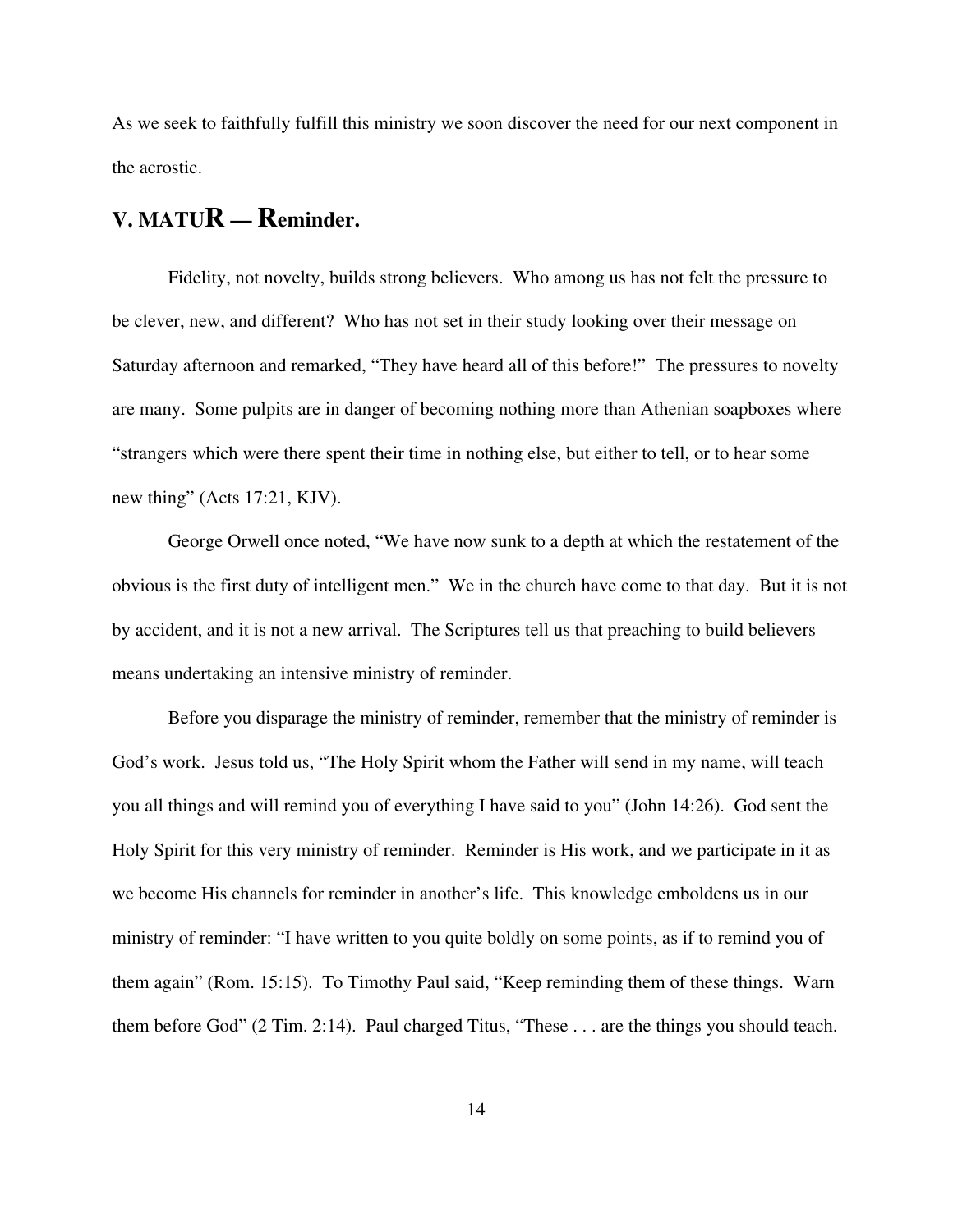As we seek to faithfully fulfill this ministry we soon discover the need for our next component in the acrostic.

## V. MATUR — Reminder.

Fidelity, not novelty, builds strong believers. Who among us has not felt the pressure to be clever, new, and different? Who has not set in their study looking over their message on Saturday afternoon and remarked, "They have heard all of this before!" The pressures to novelty are many. Some pulpits are in danger of becoming nothing more than Athenian soapboxes where "strangers which were there spent their time in nothing else, but either to tell, or to hear some new thing" (Acts 17:21, KJV).

George Orwell once noted, "We have now sunk to a depth at which the restatement of the obvious is the first duty of intelligent men." We in the church have come to that day. But it is not by accident, and it is not a new arrival. The Scriptures tell us that preaching to build believers means undertaking an intensive ministry of reminder.

Before you disparage the ministry of reminder, remember that the ministry of reminder is God's work. Jesus told us, "The Holy Spirit whom the Father will send in my name, will teach you all things and will remind you of everything I have said to you" (John 14:26). God sent the Holy Spirit for this very ministry of reminder. Reminder is His work, and we participate in it as we become His channels for reminder in another's life. This knowledge emboldens us in our ministry of reminder: "I have written to you quite boldly on some points, as if to remind you of them again" (Rom. 15:15). To Timothy Paul said, "Keep reminding them of these things. Warn them before God" (2 Tim. 2:14). Paul charged Titus, "These . . . are the things you should teach.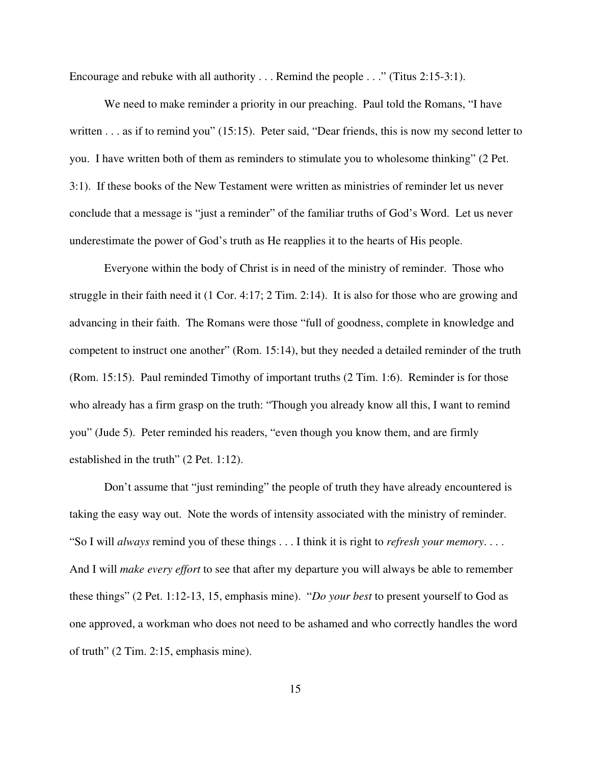Encourage and rebuke with all authority . . . Remind the people . . ." (Titus 2:15-3:1).

We need to make reminder a priority in our preaching. Paul told the Romans, "I have written . . . as if to remind you" (15:15). Peter said, "Dear friends, this is now my second letter to you. I have written both of them as reminders to stimulate you to wholesome thinking" (2 Pet. 3:1). If these books of the New Testament were written as ministries of reminder let us never conclude that a message is "just a reminder" of the familiar truths of God's Word. Let us never underestimate the power of God's truth as He reapplies it to the hearts of His people.

Everyone within the body of Christ is in need of the ministry of reminder. Those who struggle in their faith need it (1 Cor. 4:17; 2 Tim. 2:14). It is also for those who are growing and advancing in their faith. The Romans were those "full of goodness, complete in knowledge and competent to instruct one another" (Rom. 15:14), but they needed a detailed reminder of the truth (Rom. 15:15). Paul reminded Timothy of important truths (2 Tim. 1:6). Reminder is for those who already has a firm grasp on the truth: "Though you already know all this, I want to remind you" (Jude 5). Peter reminded his readers, "even though you know them, and are firmly established in the truth" (2 Pet. 1:12).

Don't assume that "just reminding" the people of truth they have already encountered is taking the easy way out. Note the words of intensity associated with the ministry of reminder. "So I will *always* remind you of these things . . . I think it is right to *refresh your memory*. . . . And I will *make every effort* to see that after my departure you will always be able to remember these things" (2 Pet. 1:12-13, 15, emphasis mine). "*Do your best* to present yourself to God as one approved, a workman who does not need to be ashamed and who correctly handles the word of truth" (2 Tim. 2:15, emphasis mine).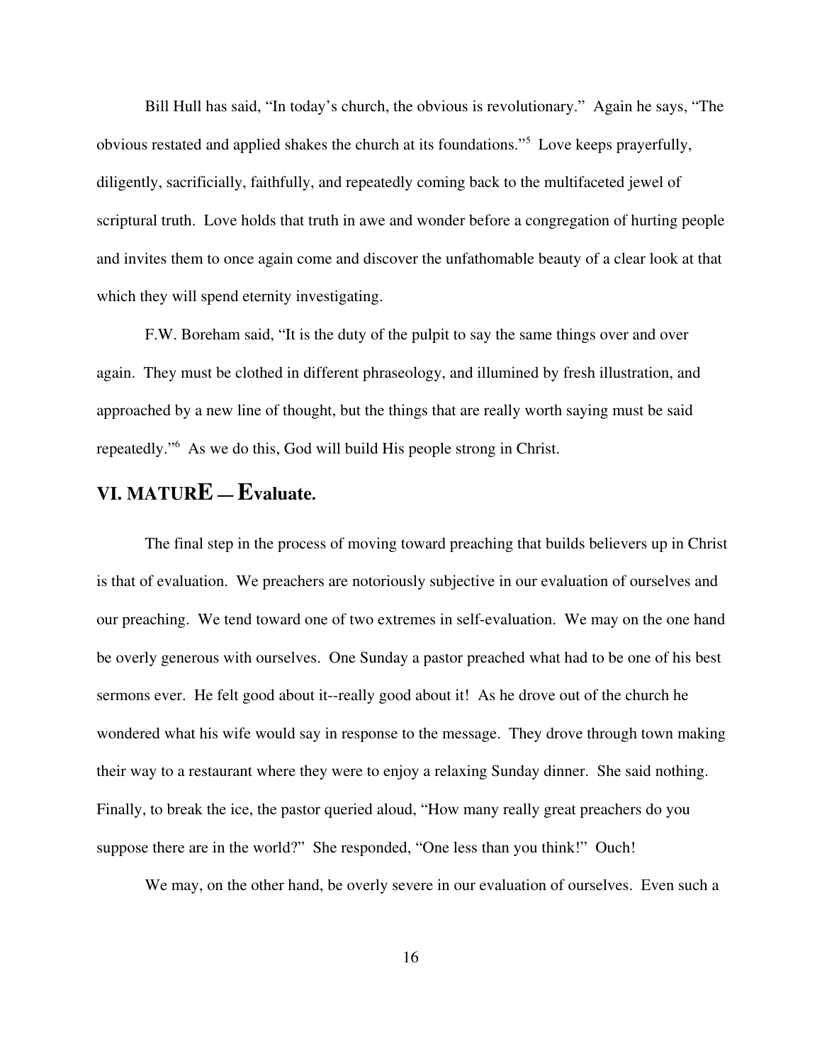Bill Hull has said, "In today's church, the obvious is revolutionary." Again he says, "The obvious restated and applied shakes the church at its foundations."[5] Love keeps prayerfully, diligently, sacrificially, faithfully, and repeatedly coming back to the multifaceted jewel of scriptural truth. Love holds that truth in awe and wonder before a congregation of hurting people and invites them to once again come and discover the unfathomable beauty of a clear look at that which they will spend eternity investigating.

F.W. Boreham said, "It is the duty of the pulpit to say the same things over and over again. They must be clothed in different phraseology, and illumined by fresh illustration, and approached by a new line of thought, but the things that are really worth saying must be said repeatedly."[6] As we do this, God will build His people strong in Christ.

## VI. MATURE — Evaluate.

The final step in the process of moving toward preaching that builds believers up in Christ is that of evaluation. We preachers are notoriously subjective in our evaluation of ourselves and our preaching. We tend toward one of two extremes in self-evaluation. We may on the one hand be overly generous with ourselves. One Sunday a pastor preached what had to be one of his best sermons ever. He felt good about it--really good about it! As he drove out of the church he wondered what his wife would say in response to the message. They drove through town making their way to a restaurant where they were to enjoy a relaxing Sunday dinner. She said nothing. Finally, to break the ice, the pastor queried aloud, "How many really great preachers do you suppose there are in the world?" She responded, "One less than you think!" Ouch!

We may, on the other hand, be overly severe in our evaluation of ourselves. Even such a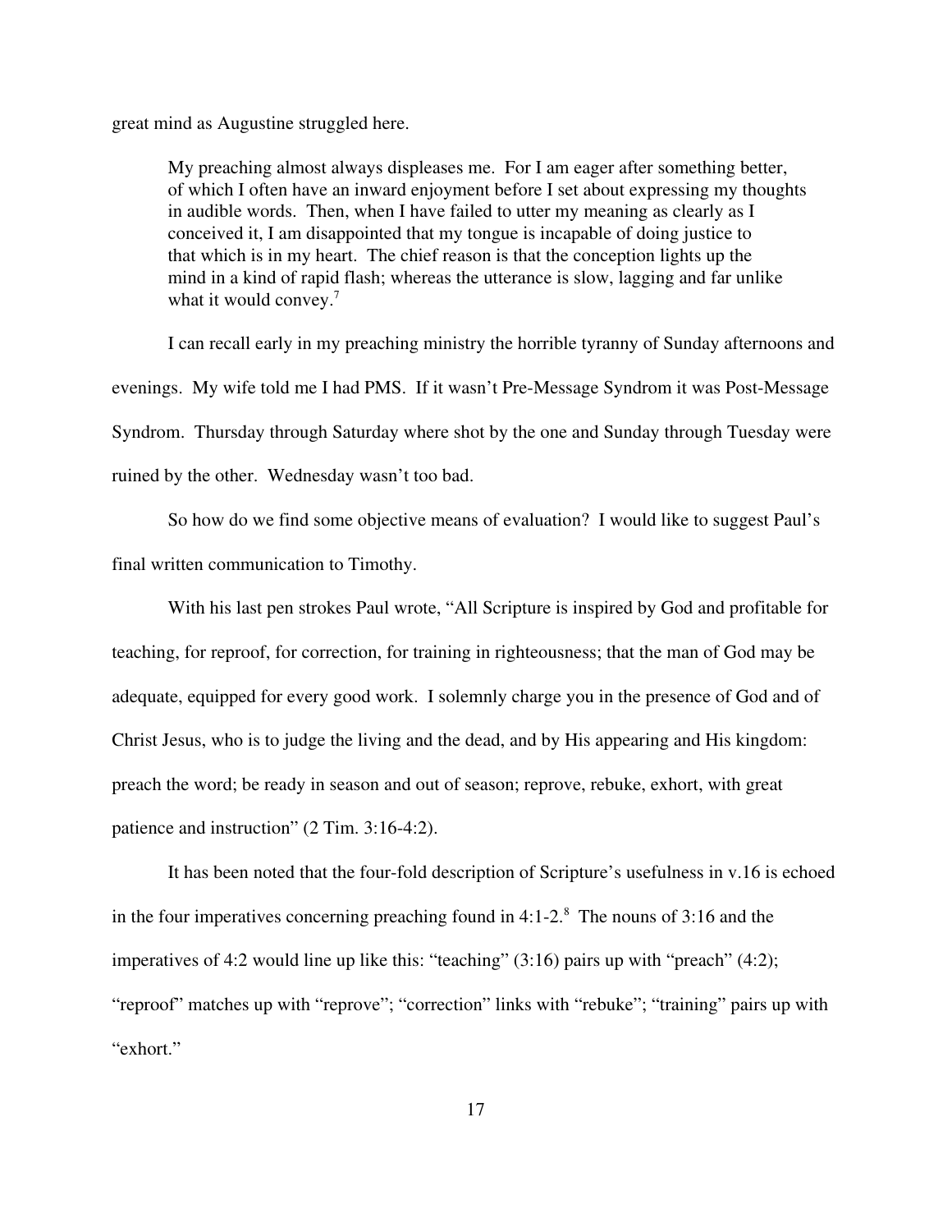great mind as Augustine struggled here.

> My preaching almost always displeases me. For I am eager after something better, of which I often have an inward enjoyment before I set about expressing my thoughts in audible words. Then, when I have failed to utter my meaning as clearly as I conceived it, I am disappointed that my tongue is incapable of doing justice to that which is in my heart. The chief reason is that the conception lights up the mind in a kind of rapid flash; whereas the utterance is slow, lagging and far unlike what it would convey.[7]

I can recall early in my preaching ministry the horrible tyranny of Sunday afternoons and evenings. My wife told me I had PMS. If it wasn't Pre-Message Syndrom it was Post-Message Syndrom. Thursday through Saturday where shot by the one and Sunday through Tuesday were ruined by the other. Wednesday wasn't too bad.

So how do we find some objective means of evaluation? I would like to suggest Paul's final written communication to Timothy.

With his last pen strokes Paul wrote, "All Scripture is inspired by God and profitable for teaching, for reproof, for correction, for training in righteousness; that the man of God may be adequate, equipped for every good work. I solemnly charge you in the presence of God and of Christ Jesus, who is to judge the living and the dead, and by His appearing and His kingdom: preach the word; be ready in season and out of season; reprove, rebuke, exhort, with great patience and instruction" (2 Tim. 3:16-4:2).

It has been noted that the four-fold description of Scripture's usefulness in v.16 is echoed in the four imperatives concerning preaching found in 4:1-2.[8] The nouns of 3:16 and the imperatives of 4:2 would line up like this: "teaching" (3:16) pairs up with "preach" (4:2); "reproof" matches up with "reprove"; "correction" links with "rebuke"; "training" pairs up with "exhort."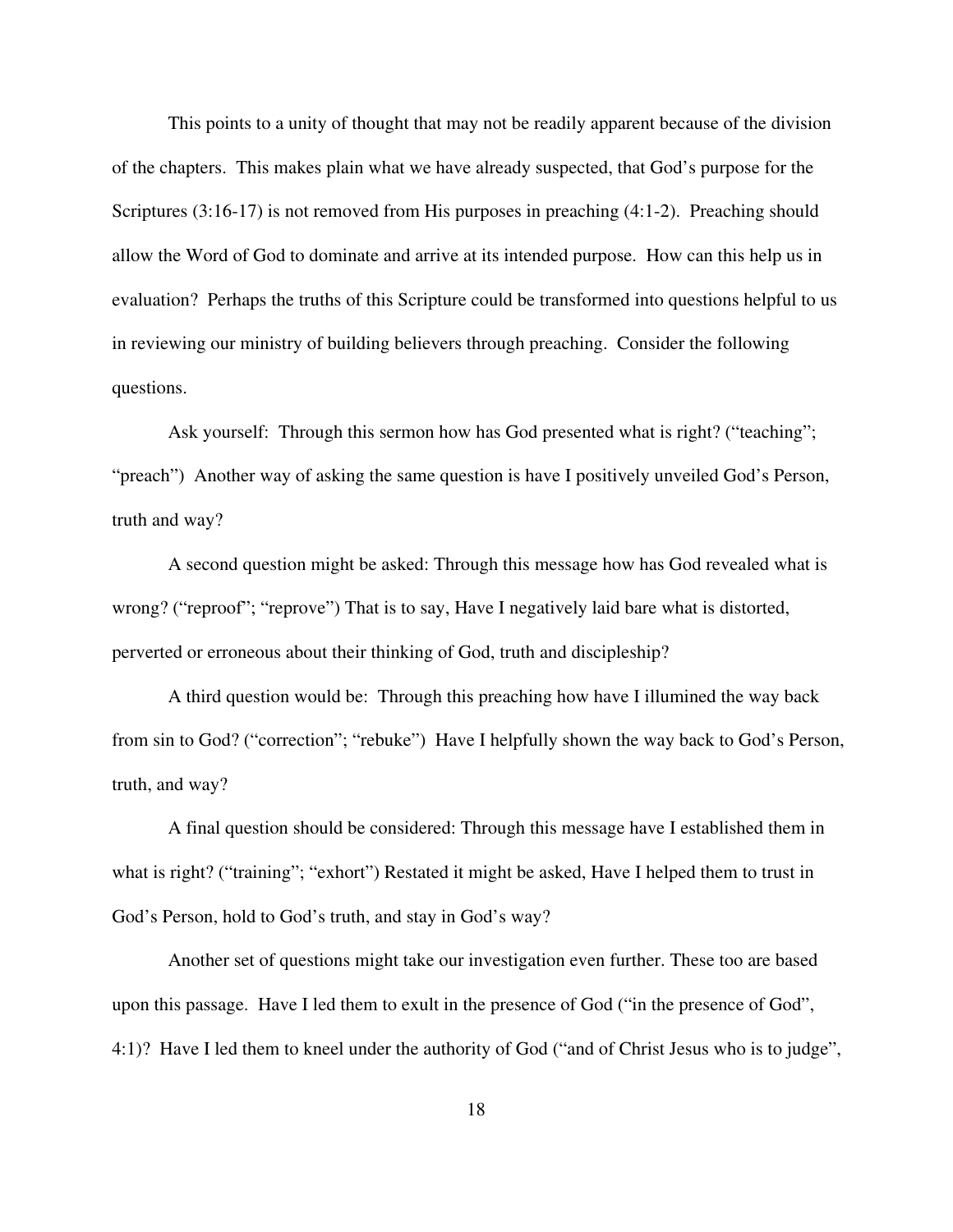This points to a unity of thought that may not be readily apparent because of the division of the chapters. This makes plain what we have already suspected, that God's purpose for the Scriptures (3:16-17) is not removed from His purposes in preaching (4:1-2). Preaching should allow the Word of God to dominate and arrive at its intended purpose. How can this help us in evaluation? Perhaps the truths of this Scripture could be transformed into questions helpful to us in reviewing our ministry of building believers through preaching. Consider the following questions.

Ask yourself: Through this sermon how has God presented what is right? ("teaching"; "preach") Another way of asking the same question is have I positively unveiled God's Person, truth and way?

A second question might be asked: Through this message how has God revealed what is wrong? ("reproof"; "reprove") That is to say, Have I negatively laid bare what is distorted, perverted or erroneous about their thinking of God, truth and discipleship?

A third question would be: Through this preaching how have I illumined the way back from sin to God? ("correction"; "rebuke") Have I helpfully shown the way back to God's Person, truth, and way?

A final question should be considered: Through this message have I established them in what is right? ("training"; "exhort") Restated it might be asked, Have I helped them to trust in God's Person, hold to God's truth, and stay in God's way?

Another set of questions might take our investigation even further. These too are based upon this passage. Have I led them to exult in the presence of God ("in the presence of God", 4:1)? Have I led them to kneel under the authority of God ("and of Christ Jesus who is to judge",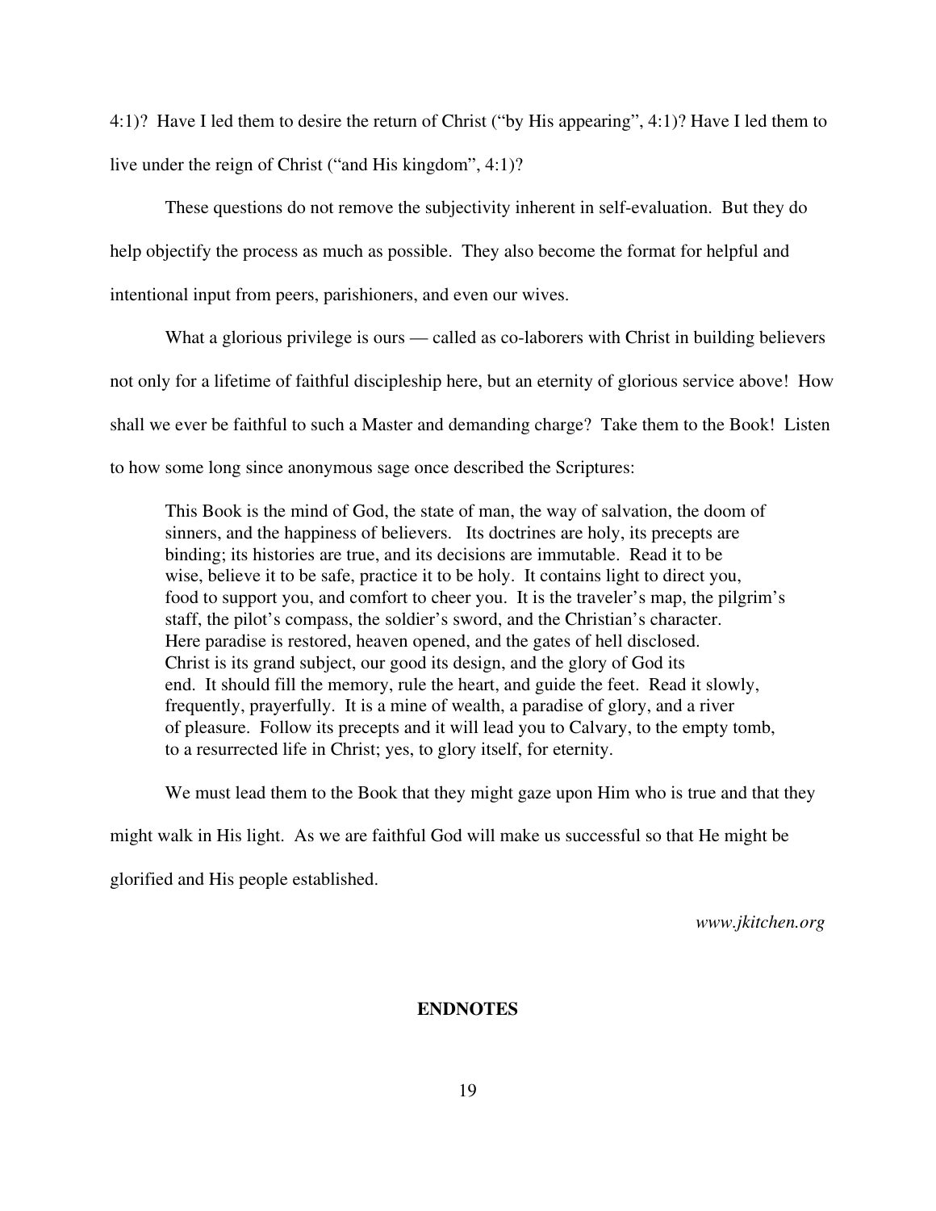4:1)? Have I led them to desire the return of Christ ("by His appearing", 4:1)? Have I led them to live under the reign of Christ ("and His kingdom", 4:1)?

These questions do not remove the subjectivity inherent in self-evaluation. But they do help objectify the process as much as possible. They also become the format for helpful and intentional input from peers, parishioners, and even our wives.

What a glorious privilege is ours — called as co-laborers with Christ in building believers not only for a lifetime of faithful discipleship here, but an eternity of glorious service above! How shall we ever be faithful to such a Master and demanding charge? Take them to the Book! Listen to how some long since anonymous sage once described the Scriptures:

> This Book is the mind of God, the state of man, the way of salvation, the doom of sinners, and the happiness of believers. Its doctrines are holy, its precepts are binding; its histories are true, and its decisions are immutable. Read it to be wise, believe it to be safe, practice it to be holy. It contains light to direct you, food to support you, and comfort to cheer you. It is the traveler's map, the pilgrim's staff, the pilot's compass, the soldier's sword, and the Christian's character. Here paradise is restored, heaven opened, and the gates of hell disclosed. Christ is its grand subject, our good its design, and the glory of God its end. It should fill the memory, rule the heart, and guide the feet. Read it slowly, frequently, prayerfully. It is a mine of wealth, a paradise of glory, and a river of pleasure. Follow its precepts and it will lead you to Calvary, to the empty tomb, to a resurrected life in Christ; yes, to glory itself, for eternity.

We must lead them to the Book that they might gaze upon Him who is true and that they might walk in His light. As we are faithful God will make us successful so that He might be glorified and His people established.

*www.jkitchen.org*

## ENDNOTES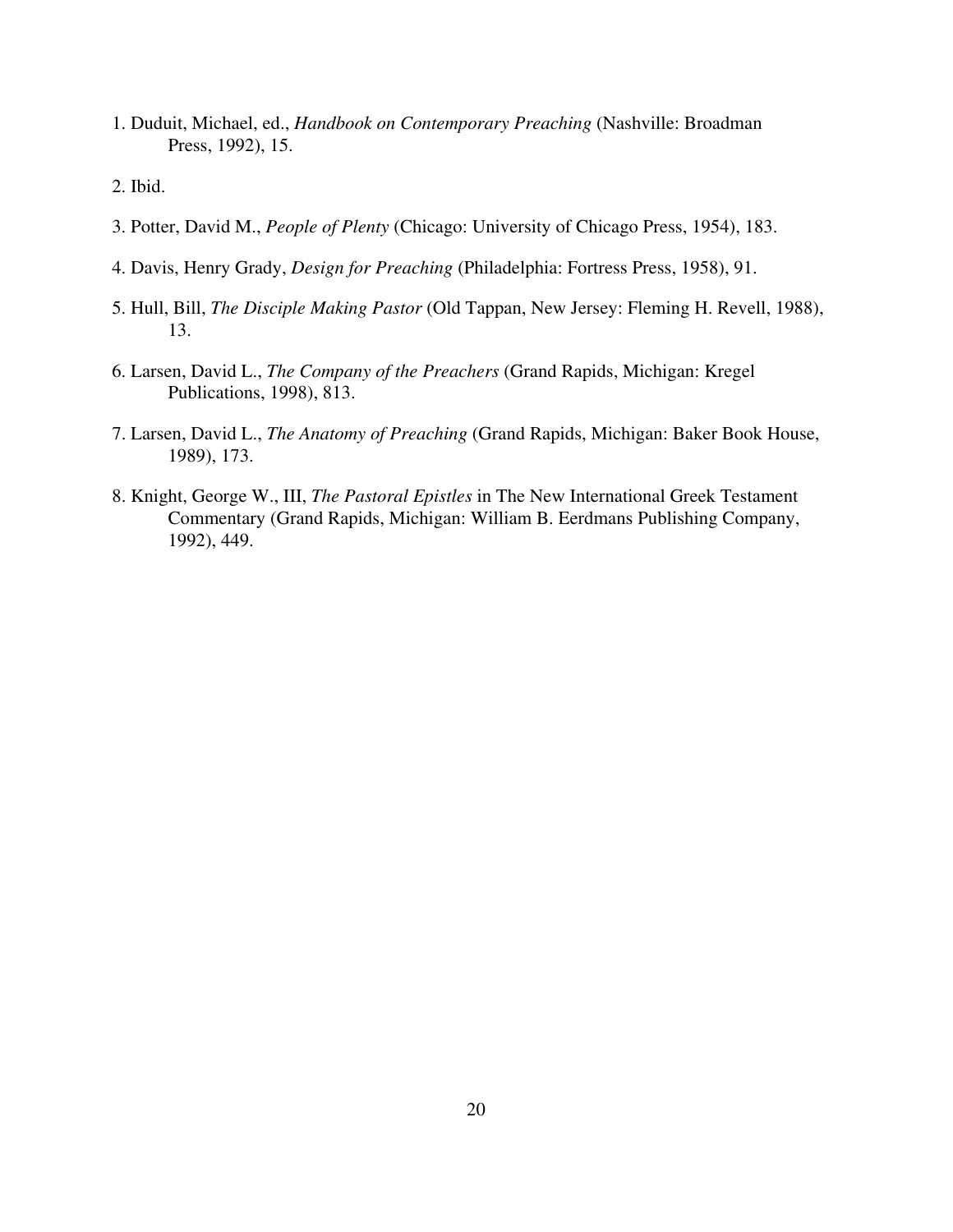1. Duduit, Michael, ed., *Handbook on Contemporary Preaching* (Nashville: Broadman Press, 1992), 15.

2. Ibid.

3. Potter, David M., *People of Plenty* (Chicago: University of Chicago Press, 1954), 183.

4. Davis, Henry Grady, *Design for Preaching* (Philadelphia: Fortress Press, 1958), 91.

5. Hull, Bill, *The Disciple Making Pastor* (Old Tappan, New Jersey: Fleming H. Revell, 1988), 13.

6. Larsen, David L., *The Company of the Preachers* (Grand Rapids, Michigan: Kregel Publications, 1998), 813.

7. Larsen, David L., *The Anatomy of Preaching* (Grand Rapids, Michigan: Baker Book House, 1989), 173.

8. Knight, George W., III, *The Pastoral Epistles* in The New International Greek Testament Commentary (Grand Rapids, Michigan: William B. Eerdmans Publishing Company, 1992), 449.